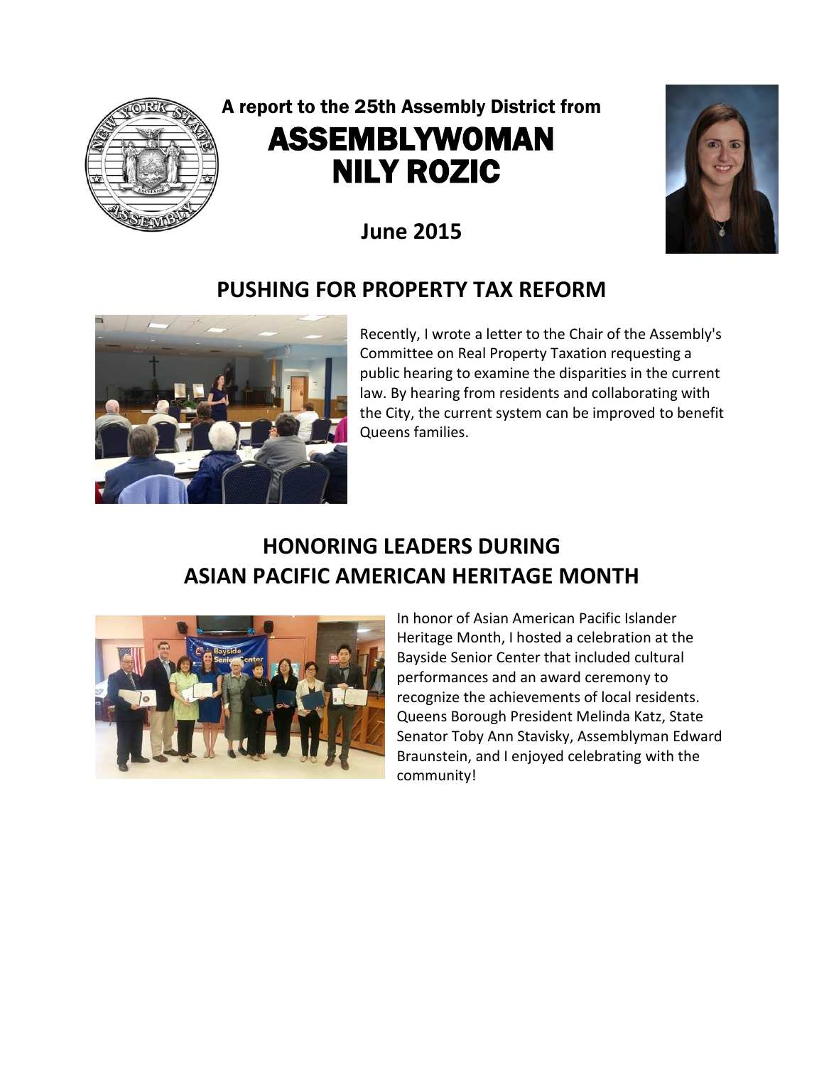A report to the 25th Assembly District from

# ASSEMBLYWOMAN NILY ROZIC

**June 2015**

## PUSHING FOR PROPERTY TAX REFORM

Recently, I wrote a letter to the Chair of the Assembly's Committee on Real Property Taxation requesting a public hearing to examine the disparities in the current law. By hearing from residents and collaborating with the City, the current system can be improved to benefit Queens families.

## HONORING LEADERS DURING ASIAN PACIFIC AMERICAN HERITAGE MONTH

In honor of Asian American Pacific Islander Heritage Month, I hosted a celebration at the Bayside Senior Center that included cultural performances and an award ceremony to recognize the achievements of local residents. Queens Borough President Melinda Katz, State Senator Toby Ann Stavisky, Assemblyman Edward Braunstein, and I enjoyed celebrating with the community!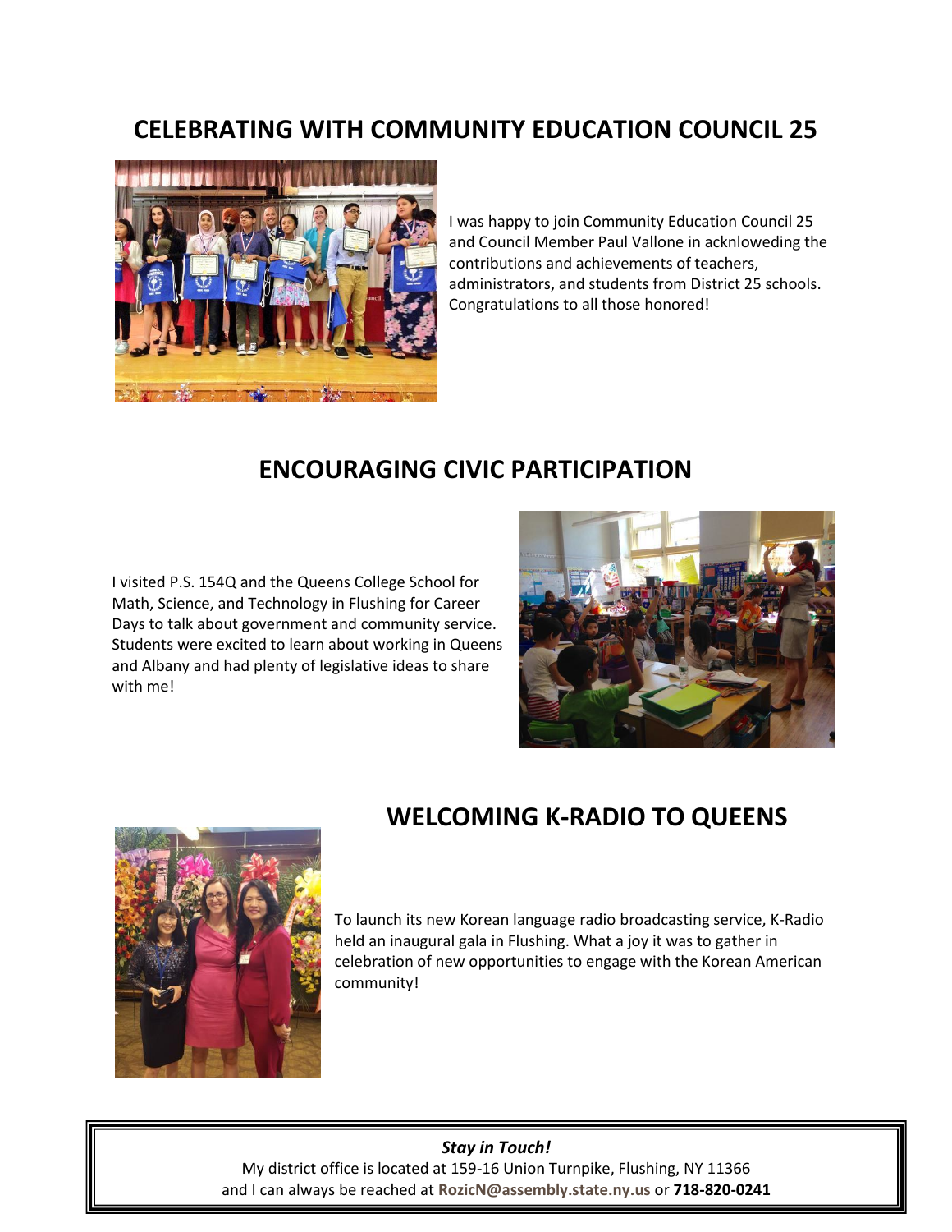## CELEBRATING WITH COMMUNITY EDUCATION COUNCIL 25

I was happy to join Community Education Council 25 and Council Member Paul Vallone in acknlowedging the contributions and achievements of teachers, administrators, and students from District 25 schools. Congratulations to all those honored!

## ENCOURAGING CIVIC PARTICIPATION

I visited P.S. 154Q and the Queens College School for Math, Science, and Technology in Flushing for Career Days to talk about government and community service. Students were excited to learn about working in Queens and Albany and had plenty of legislative ideas to share with me!

## WELCOMING K-RADIO TO QUEENS

To launch its new Korean language radio broadcasting service, K-Radio held an inaugural gala in Flushing. What a joy it was to gather in celebration of new opportunities to engage with the Korean American community!

***Stay in Touch!***

My district office is located at 159-16 Union Turnpike, Flushing, NY 11366
and I can always be reached at **RozicN@assembly.state.ny.us** or **718-820-0241**